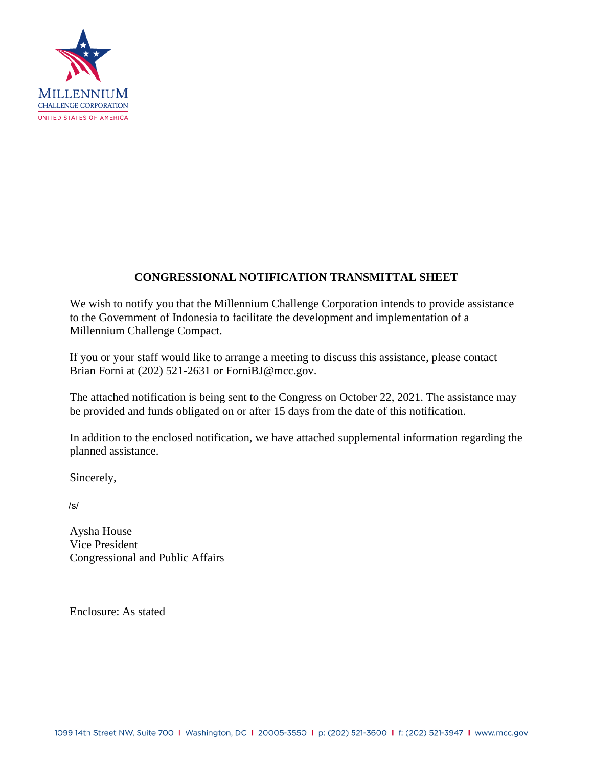MILLENNIUM
CHALLENGE CORPORATION
UNITED STATES OF AMERICA

**CONGRESSIONAL NOTIFICATION TRANSMITTAL SHEET**

We wish to notify you that the Millennium Challenge Corporation intends to provide assistance to the Government of Indonesia to facilitate the development and implementation of a Millennium Challenge Compact.

If you or your staff would like to arrange a meeting to discuss this assistance, please contact Brian Forni at (202) 521-2631 or ForniBJ@mcc.gov.

The attached notification is being sent to the Congress on October 22, 2021. The assistance may be provided and funds obligated on or after 15 days from the date of this notification.

In addition to the enclosed notification, we have attached supplemental information regarding the planned assistance.

Sincerely,

/s/

Aysha House
Vice President
Congressional and Public Affairs

Enclosure: As stated

1099 14th Street NW, Suite 700 | Washington, DC | 20005-3550 | p: (202) 521-3600 | f: (202) 521-3947 | www.mcc.gov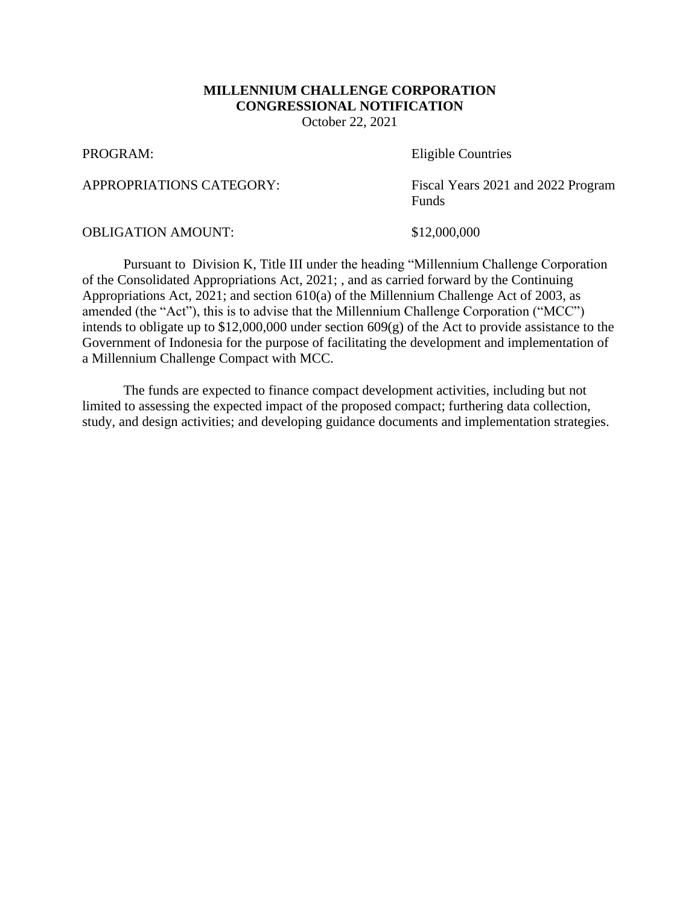**MILLENNIUM CHALLENGE CORPORATION**
**CONGRESSIONAL NOTIFICATION**
October 22, 2021

PROGRAM: Eligible Countries

APPROPRIATIONS CATEGORY: Fiscal Years 2021 and 2022 Program Funds

OBLIGATION AMOUNT: $12,000,000

Pursuant to Division K, Title III under the heading "Millennium Challenge Corporation of the Consolidated Appropriations Act, 2021; , and as carried forward by the Continuing Appropriations Act, 2021; and section 610(a) of the Millennium Challenge Act of 2003, as amended (the "Act"), this is to advise that the Millennium Challenge Corporation ("MCC") intends to obligate up to $12,000,000 under section 609(g) of the Act to provide assistance to the Government of Indonesia for the purpose of facilitating the development and implementation of a Millennium Challenge Compact with MCC.

The funds are expected to finance compact development activities, including but not limited to assessing the expected impact of the proposed compact; furthering data collection, study, and design activities; and developing guidance documents and implementation strategies.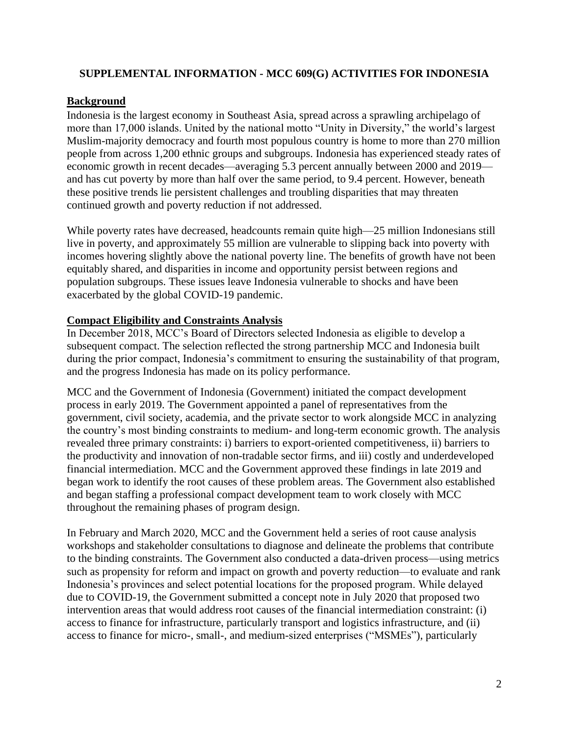# SUPPLEMENTAL INFORMATION - MCC 609(G) ACTIVITIES FOR INDONESIA

## Background

Indonesia is the largest economy in Southeast Asia, spread across a sprawling archipelago of more than 17,000 islands. United by the national motto "Unity in Diversity," the world's largest Muslim-majority democracy and fourth most populous country is home to more than 270 million people from across 1,200 ethnic groups and subgroups. Indonesia has experienced steady rates of economic growth in recent decades—averaging 5.3 percent annually between 2000 and 2019—and has cut poverty by more than half over the same period, to 9.4 percent. However, beneath these positive trends lie persistent challenges and troubling disparities that may threaten continued growth and poverty reduction if not addressed.

While poverty rates have decreased, headcounts remain quite high—25 million Indonesians still live in poverty, and approximately 55 million are vulnerable to slipping back into poverty with incomes hovering slightly above the national poverty line. The benefits of growth have not been equitably shared, and disparities in income and opportunity persist between regions and population subgroups. These issues leave Indonesia vulnerable to shocks and have been exacerbated by the global COVID-19 pandemic.

## Compact Eligibility and Constraints Analysis

In December 2018, MCC's Board of Directors selected Indonesia as eligible to develop a subsequent compact. The selection reflected the strong partnership MCC and Indonesia built during the prior compact, Indonesia's commitment to ensuring the sustainability of that program, and the progress Indonesia has made on its policy performance.

MCC and the Government of Indonesia (Government) initiated the compact development process in early 2019. The Government appointed a panel of representatives from the government, civil society, academia, and the private sector to work alongside MCC in analyzing the country's most binding constraints to medium- and long-term economic growth. The analysis revealed three primary constraints: i) barriers to export-oriented competitiveness, ii) barriers to the productivity and innovation of non-tradable sector firms, and iii) costly and underdeveloped financial intermediation. MCC and the Government approved these findings in late 2019 and began work to identify the root causes of these problem areas. The Government also established and began staffing a professional compact development team to work closely with MCC throughout the remaining phases of program design.

In February and March 2020, MCC and the Government held a series of root cause analysis workshops and stakeholder consultations to diagnose and delineate the problems that contribute to the binding constraints. The Government also conducted a data-driven process—using metrics such as propensity for reform and impact on growth and poverty reduction—to evaluate and rank Indonesia's provinces and select potential locations for the proposed program. While delayed due to COVID-19, the Government submitted a concept note in July 2020 that proposed two intervention areas that would address root causes of the financial intermediation constraint: (i) access to finance for infrastructure, particularly transport and logistics infrastructure, and (ii) access to finance for micro-, small-, and medium-sized enterprises ("MSMEs"), particularly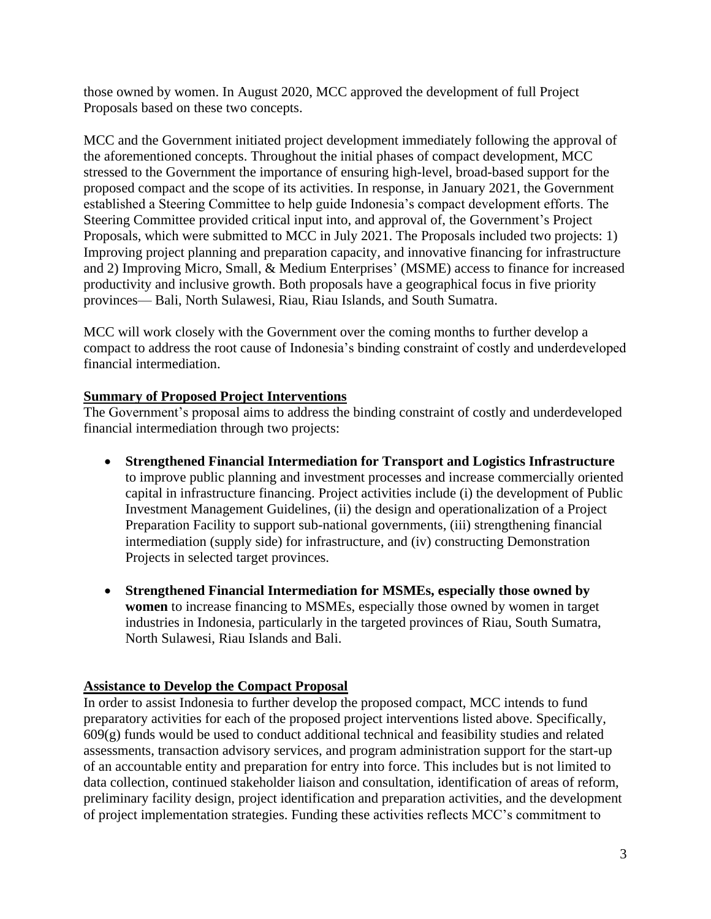those owned by women. In August 2020, MCC approved the development of full Project Proposals based on these two concepts.

MCC and the Government initiated project development immediately following the approval of the aforementioned concepts. Throughout the initial phases of compact development, MCC stressed to the Government the importance of ensuring high-level, broad-based support for the proposed compact and the scope of its activities. In response, in January 2021, the Government established a Steering Committee to help guide Indonesia's compact development efforts. The Steering Committee provided critical input into, and approval of, the Government's Project Proposals, which were submitted to MCC in July 2021. The Proposals included two projects: 1) Improving project planning and preparation capacity, and innovative financing for infrastructure and 2) Improving Micro, Small, & Medium Enterprises' (MSME) access to finance for increased productivity and inclusive growth. Both proposals have a geographical focus in five priority provinces— Bali, North Sulawesi, Riau, Riau Islands, and South Sumatra.

MCC will work closely with the Government over the coming months to further develop a compact to address the root cause of Indonesia's binding constraint of costly and underdeveloped financial intermediation.

**Summary of Proposed Project Interventions**

The Government's proposal aims to address the binding constraint of costly and underdeveloped financial intermediation through two projects:

- **Strengthened Financial Intermediation for Transport and Logistics Infrastructure** to improve public planning and investment processes and increase commercially oriented capital in infrastructure financing. Project activities include (i) the development of Public Investment Management Guidelines, (ii) the design and operationalization of a Project Preparation Facility to support sub-national governments, (iii) strengthening financial intermediation (supply side) for infrastructure, and (iv) constructing Demonstration Projects in selected target provinces.

- **Strengthened Financial Intermediation for MSMEs, especially those owned by women** to increase financing to MSMEs, especially those owned by women in target industries in Indonesia, particularly in the targeted provinces of Riau, South Sumatra, North Sulawesi, Riau Islands and Bali.

**Assistance to Develop the Compact Proposal**

In order to assist Indonesia to further develop the proposed compact, MCC intends to fund preparatory activities for each of the proposed project interventions listed above. Specifically, 609(g) funds would be used to conduct additional technical and feasibility studies and related assessments, transaction advisory services, and program administration support for the start-up of an accountable entity and preparation for entry into force. This includes but is not limited to data collection, continued stakeholder liaison and consultation, identification of areas of reform, preliminary facility design, project identification and preparation activities, and the development of project implementation strategies. Funding these activities reflects MCC's commitment to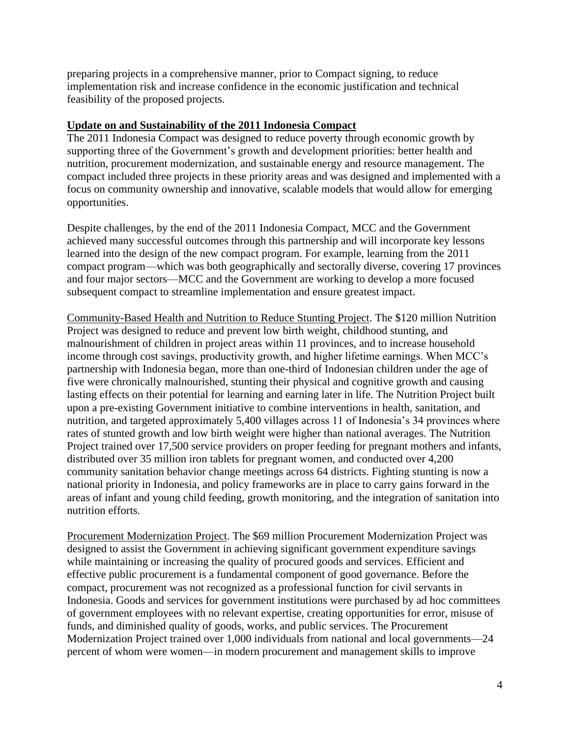preparing projects in a comprehensive manner, prior to Compact signing, to reduce implementation risk and increase confidence in the economic justification and technical feasibility of the proposed projects.

**Update on and Sustainability of the 2011 Indonesia Compact**

The 2011 Indonesia Compact was designed to reduce poverty through economic growth by supporting three of the Government's growth and development priorities: better health and nutrition, procurement modernization, and sustainable energy and resource management. The compact included three projects in these priority areas and was designed and implemented with a focus on community ownership and innovative, scalable models that would allow for emerging opportunities.

Despite challenges, by the end of the 2011 Indonesia Compact, MCC and the Government achieved many successful outcomes through this partnership and will incorporate key lessons learned into the design of the new compact program. For example, learning from the 2011 compact program—which was both geographically and sectorally diverse, covering 17 provinces and four major sectors—MCC and the Government are working to develop a more focused subsequent compact to streamline implementation and ensure greatest impact.

Community-Based Health and Nutrition to Reduce Stunting Project. The $120 million Nutrition Project was designed to reduce and prevent low birth weight, childhood stunting, and malnourishment of children in project areas within 11 provinces, and to increase household income through cost savings, productivity growth, and higher lifetime earnings. When MCC's partnership with Indonesia began, more than one-third of Indonesian children under the age of five were chronically malnourished, stunting their physical and cognitive growth and causing lasting effects on their potential for learning and earning later in life. The Nutrition Project built upon a pre-existing Government initiative to combine interventions in health, sanitation, and nutrition, and targeted approximately 5,400 villages across 11 of Indonesia's 34 provinces where rates of stunted growth and low birth weight were higher than national averages. The Nutrition Project trained over 17,500 service providers on proper feeding for pregnant mothers and infants, distributed over 35 million iron tablets for pregnant women, and conducted over 4,200 community sanitation behavior change meetings across 64 districts. Fighting stunting is now a national priority in Indonesia, and policy frameworks are in place to carry gains forward in the areas of infant and young child feeding, growth monitoring, and the integration of sanitation into nutrition efforts.

Procurement Modernization Project. The $69 million Procurement Modernization Project was designed to assist the Government in achieving significant government expenditure savings while maintaining or increasing the quality of procured goods and services. Efficient and effective public procurement is a fundamental component of good governance. Before the compact, procurement was not recognized as a professional function for civil servants in Indonesia. Goods and services for government institutions were purchased by ad hoc committees of government employees with no relevant expertise, creating opportunities for error, misuse of funds, and diminished quality of goods, works, and public services. The Procurement Modernization Project trained over 1,000 individuals from national and local governments—24 percent of whom were women—in modern procurement and management skills to improve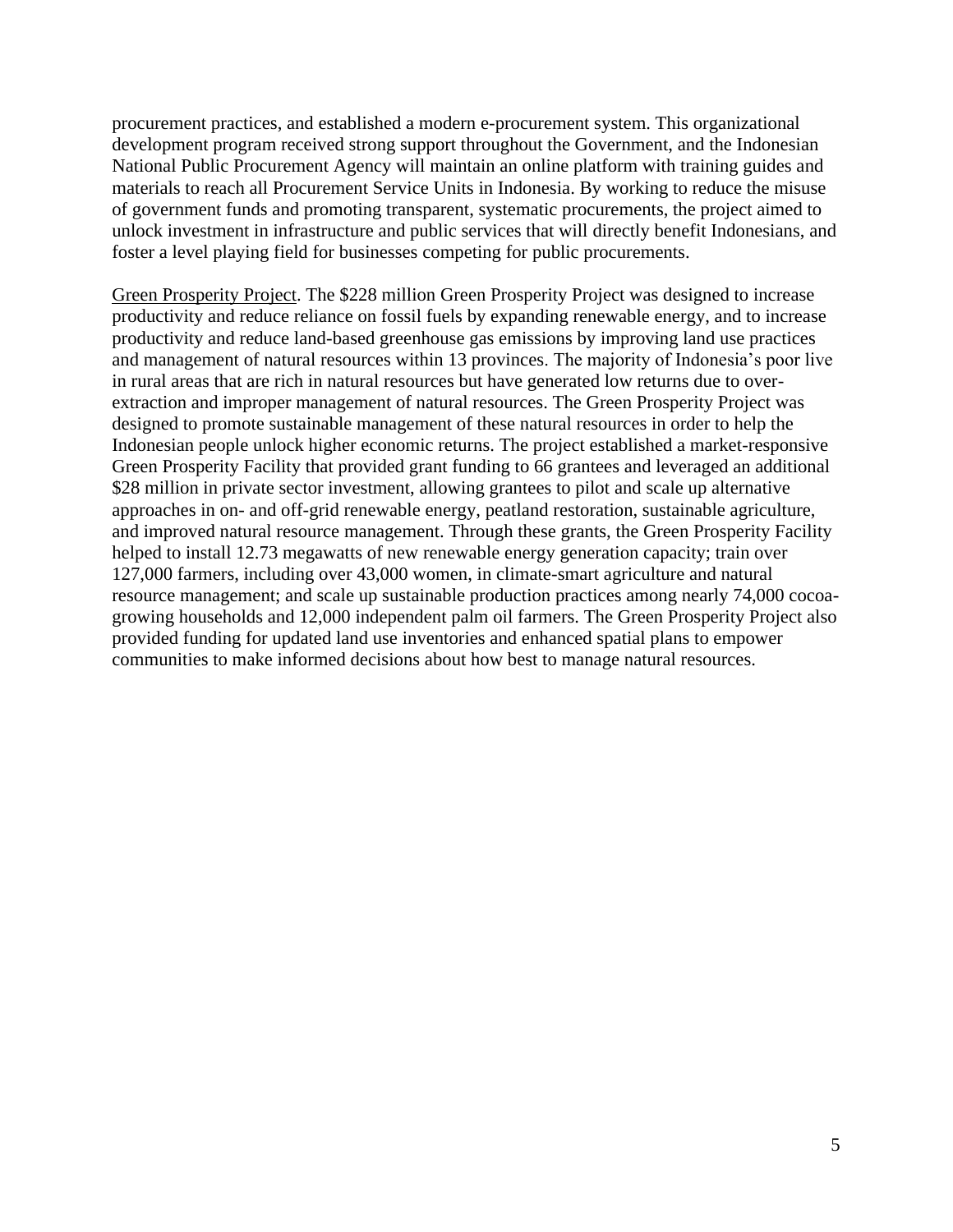procurement practices, and established a modern e-procurement system. This organizational development program received strong support throughout the Government, and the Indonesian National Public Procurement Agency will maintain an online platform with training guides and materials to reach all Procurement Service Units in Indonesia. By working to reduce the misuse of government funds and promoting transparent, systematic procurements, the project aimed to unlock investment in infrastructure and public services that will directly benefit Indonesians, and foster a level playing field for businesses competing for public procurements.

<u>Green Prosperity Project</u>. The $228 million Green Prosperity Project was designed to increase productivity and reduce reliance on fossil fuels by expanding renewable energy, and to increase productivity and reduce land-based greenhouse gas emissions by improving land use practices and management of natural resources within 13 provinces. The majority of Indonesia's poor live in rural areas that are rich in natural resources but have generated low returns due to over-extraction and improper management of natural resources. The Green Prosperity Project was designed to promote sustainable management of these natural resources in order to help the Indonesian people unlock higher economic returns. The project established a market-responsive Green Prosperity Facility that provided grant funding to 66 grantees and leveraged an additional $28 million in private sector investment, allowing grantees to pilot and scale up alternative approaches in on- and off-grid renewable energy, peatland restoration, sustainable agriculture, and improved natural resource management. Through these grants, the Green Prosperity Facility helped to install 12.73 megawatts of new renewable energy generation capacity; train over 127,000 farmers, including over 43,000 women, in climate-smart agriculture and natural resource management; and scale up sustainable production practices among nearly 74,000 cocoa-growing households and 12,000 independent palm oil farmers. The Green Prosperity Project also provided funding for updated land use inventories and enhanced spatial plans to empower communities to make informed decisions about how best to manage natural resources.